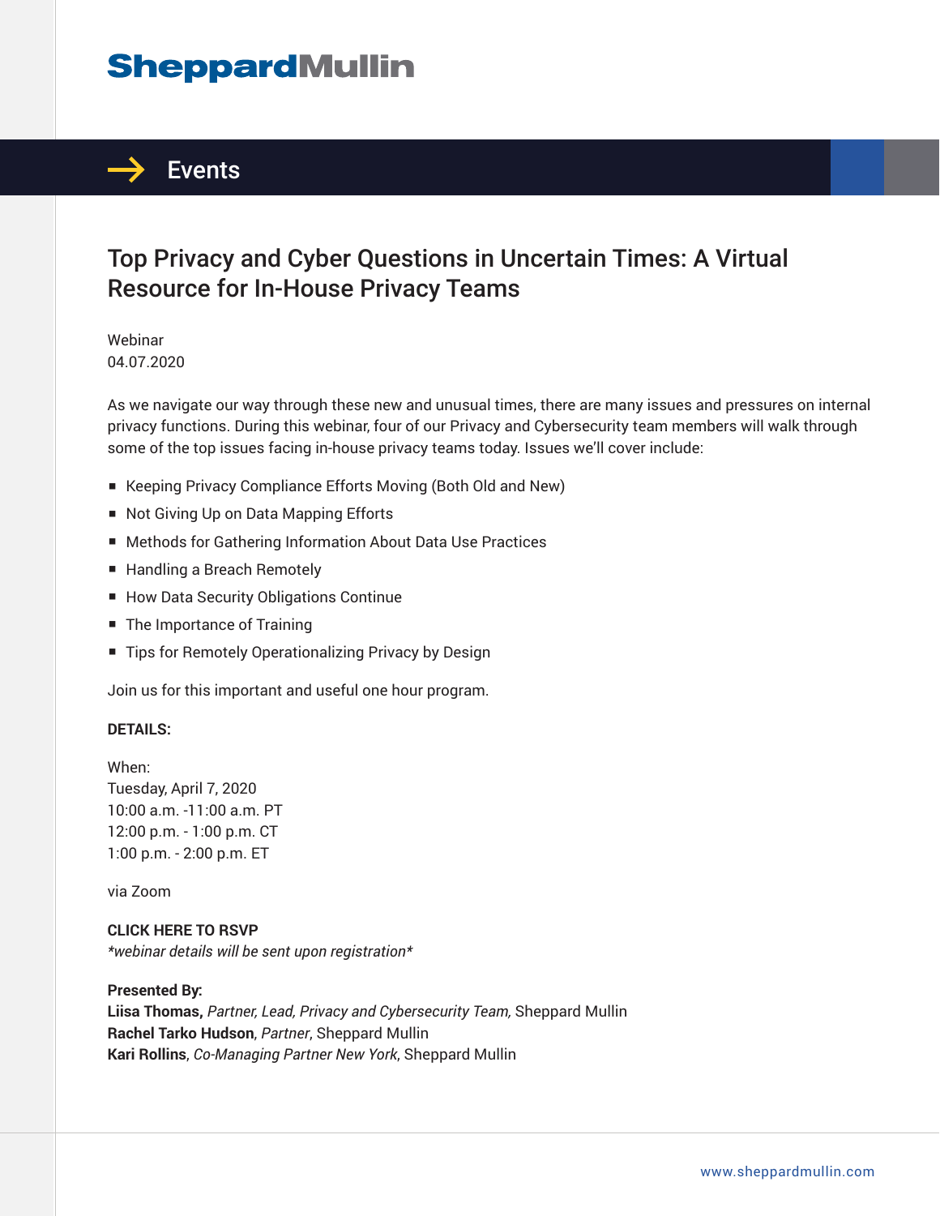SheppardMullin

## Events

# Top Privacy and Cyber Questions in Uncertain Times: A Virtual Resource for In-House Privacy Teams

Webinar
04.07.2020

As we navigate our way through these new and unusual times, there are many issues and pressures on internal privacy functions. During this webinar, four of our Privacy and Cybersecurity team members will walk through some of the top issues facing in-house privacy teams today. Issues we'll cover include:

- Keeping Privacy Compliance Efforts Moving (Both Old and New)
- Not Giving Up on Data Mapping Efforts
- Methods for Gathering Information About Data Use Practices
- Handling a Breach Remotely
- How Data Security Obligations Continue
- The Importance of Training
- Tips for Remotely Operationalizing Privacy by Design

Join us for this important and useful one hour program.

**DETAILS:**

When:
Tuesday, April 7, 2020
10:00 a.m. -11:00 a.m. PT
12:00 p.m. - 1:00 p.m. CT
1:00 p.m. - 2:00 p.m. ET

via Zoom

**CLICK HERE TO RSVP**
*\*webinar details will be sent upon registration\**

**Presented By:**
**Liisa Thomas,** *Partner, Lead, Privacy and Cybersecurity Team,* Sheppard Mullin
**Rachel Tarko Hudson**, *Partner*, Sheppard Mullin
**Kari Rollins**, *Co-Managing Partner New York*, Sheppard Mullin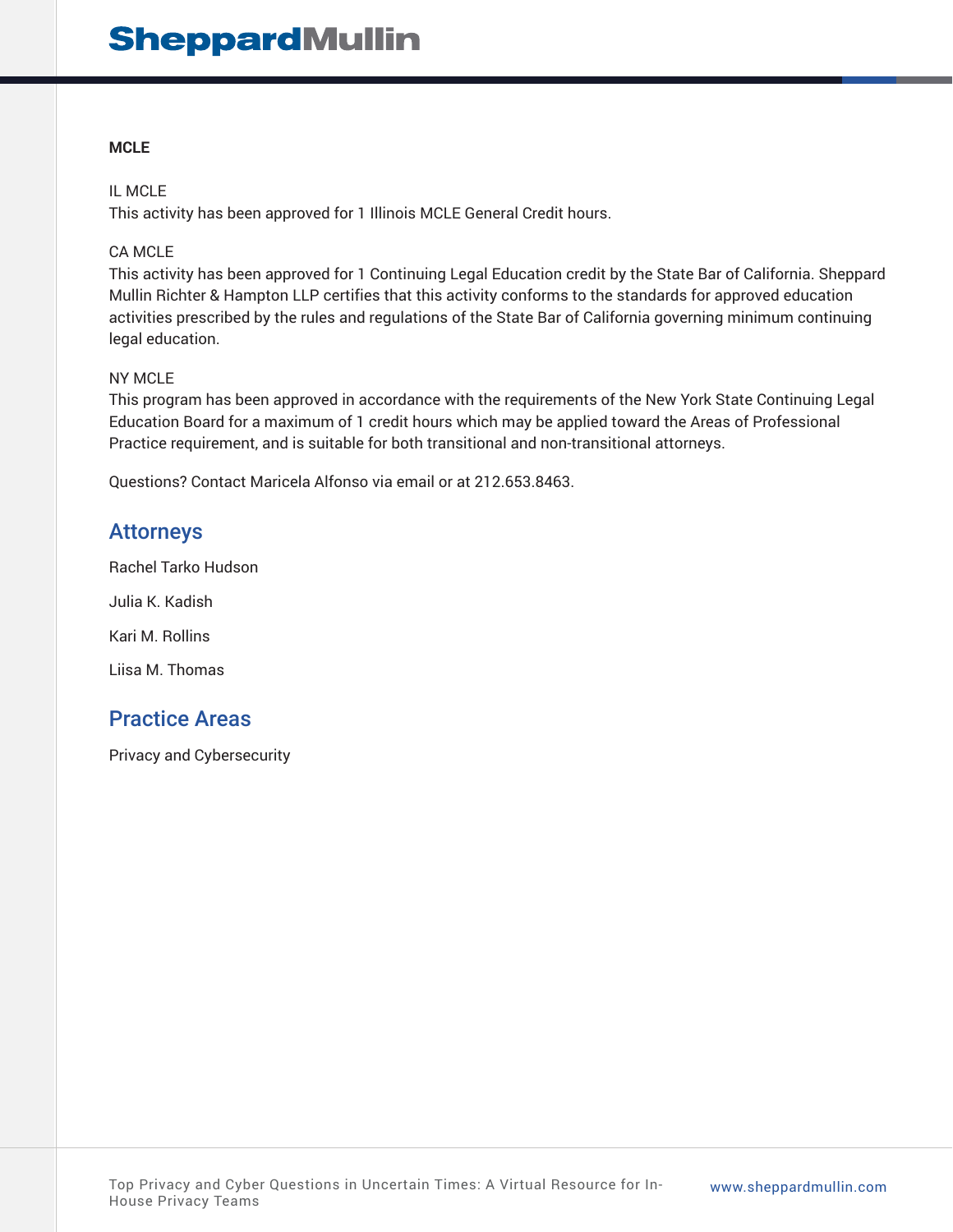**MCLE**

IL MCLE
This activity has been approved for 1 Illinois MCLE General Credit hours.

CA MCLE
This activity has been approved for 1 Continuing Legal Education credit by the State Bar of California. Sheppard Mullin Richter & Hampton LLP certifies that this activity conforms to the standards for approved education activities prescribed by the rules and regulations of the State Bar of California governing minimum continuing legal education.

NY MCLE
This program has been approved in accordance with the requirements of the New York State Continuing Legal Education Board for a maximum of 1 credit hours which may be applied toward the Areas of Professional Practice requirement, and is suitable for both transitional and non-transitional attorneys.

Questions? Contact Maricela Alfonso via email or at 212.653.8463.

## Attorneys

Rachel Tarko Hudson

Julia K. Kadish

Kari M. Rollins

Liisa M. Thomas

## Practice Areas

Privacy and Cybersecurity